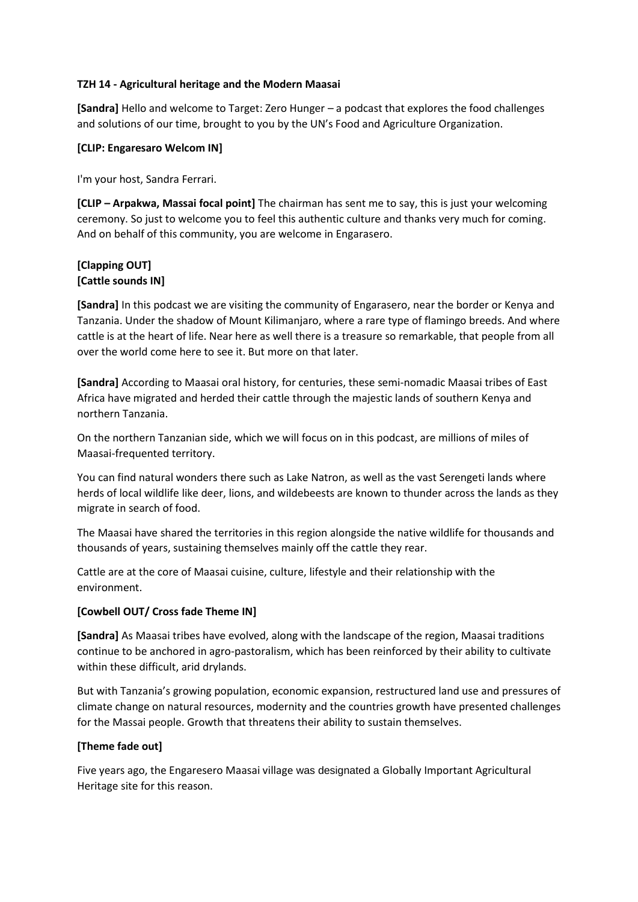**TZH 14 - Agricultural heritage and the Modern Maasai**

**[Sandra]** Hello and welcome to Target: Zero Hunger – a podcast that explores the food challenges and solutions of our time, brought to you by the UN's Food and Agriculture Organization.

**[CLIP: Engaresaro Welcom IN]**

I'm your host, Sandra Ferrari.

**[CLIP – Arpakwa, Massai focal point]** The chairman has sent me to say, this is just your welcoming ceremony. So just to welcome you to feel this authentic culture and thanks very much for coming. And on behalf of this community, you are welcome in Engarasero.

**[Clapping OUT]**
**[Cattle sounds IN]**

**[Sandra]** In this podcast we are visiting the community of Engarasero, near the border or Kenya and Tanzania. Under the shadow of Mount Kilimanjaro, where a rare type of flamingo breeds. And where cattle is at the heart of life. Near here as well there is a treasure so remarkable, that people from all over the world come here to see it. But more on that later.

**[Sandra]** According to Maasai oral history, for centuries, these semi-nomadic Maasai tribes of East Africa have migrated and herded their cattle through the majestic lands of southern Kenya and northern Tanzania.

On the northern Tanzanian side, which we will focus on in this podcast, are millions of miles of Maasai-frequented territory.

You can find natural wonders there such as Lake Natron, as well as the vast Serengeti lands where herds of local wildlife like deer, lions, and wildebeests are known to thunder across the lands as they migrate in search of food.

The Maasai have shared the territories in this region alongside the native wildlife for thousands and thousands of years, sustaining themselves mainly off the cattle they rear.

Cattle are at the core of Maasai cuisine, culture, lifestyle and their relationship with the environment.

**[Cowbell OUT/ Cross fade Theme IN]**

**[Sandra]** As Maasai tribes have evolved, along with the landscape of the region, Maasai traditions continue to be anchored in agro-pastoralism, which has been reinforced by their ability to cultivate within these difficult, arid drylands.

But with Tanzania's growing population, economic expansion, restructured land use and pressures of climate change on natural resources, modernity and the countries growth have presented challenges for the Massai people. Growth that threatens their ability to sustain themselves.

**[Theme fade out]**

Five years ago, the Engaresero Maasai village was designated a Globally Important Agricultural Heritage site for this reason.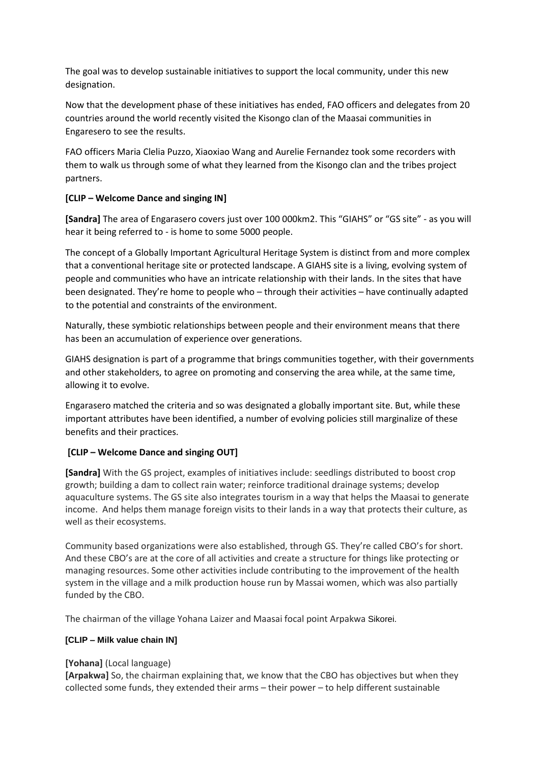The goal was to develop sustainable initiatives to support the local community, under this new designation.

Now that the development phase of these initiatives has ended, FAO officers and delegates from 20 countries around the world recently visited the Kisongo clan of the Maasai communities in Engaresero to see the results.

FAO officers Maria Clelia Puzzo, Xiaoxiao Wang and Aurelie Fernandez took some recorders with them to walk us through some of what they learned from the Kisongo clan and the tribes project partners.

**[CLIP – Welcome Dance and singing IN]**

**[Sandra]** The area of Engarasero covers just over 100 000km2. This "GIAHS" or "GS site" - as you will hear it being referred to - is home to some 5000 people.

The concept of a Globally Important Agricultural Heritage System is distinct from and more complex that a conventional heritage site or protected landscape. A GIAHS site is a living, evolving system of people and communities who have an intricate relationship with their lands. In the sites that have been designated. They're home to people who – through their activities – have continually adapted to the potential and constraints of the environment.

Naturally, these symbiotic relationships between people and their environment means that there has been an accumulation of experience over generations.

GIAHS designation is part of a programme that brings communities together, with their governments and other stakeholders, to agree on promoting and conserving the area while, at the same time, allowing it to evolve.

Engarasero matched the criteria and so was designated a globally important site. But, while these important attributes have been identified, a number of evolving policies still marginalize of these benefits and their practices.

**[CLIP – Welcome Dance and singing OUT]**

**[Sandra]** With the GS project, examples of initiatives include: seedlings distributed to boost crop growth; building a dam to collect rain water; reinforce traditional drainage systems; develop aquaculture systems. The GS site also integrates tourism in a way that helps the Maasai to generate income. And helps them manage foreign visits to their lands in a way that protects their culture, as well as their ecosystems.

Community based organizations were also established, through GS. They're called CBO's for short. And these CBO's are at the core of all activities and create a structure for things like protecting or managing resources. Some other activities include contributing to the improvement of the health system in the village and a milk production house run by Massai women, which was also partially funded by the CBO.

The chairman of the village Yohana Laizer and Maasai focal point Arpakwa Sikorei.

**[CLIP – Milk value chain IN]**

**[Yohana]** (Local language)
**[Arpakwa]** So, the chairman explaining that, we know that the CBO has objectives but when they collected some funds, they extended their arms – their power – to help different sustainable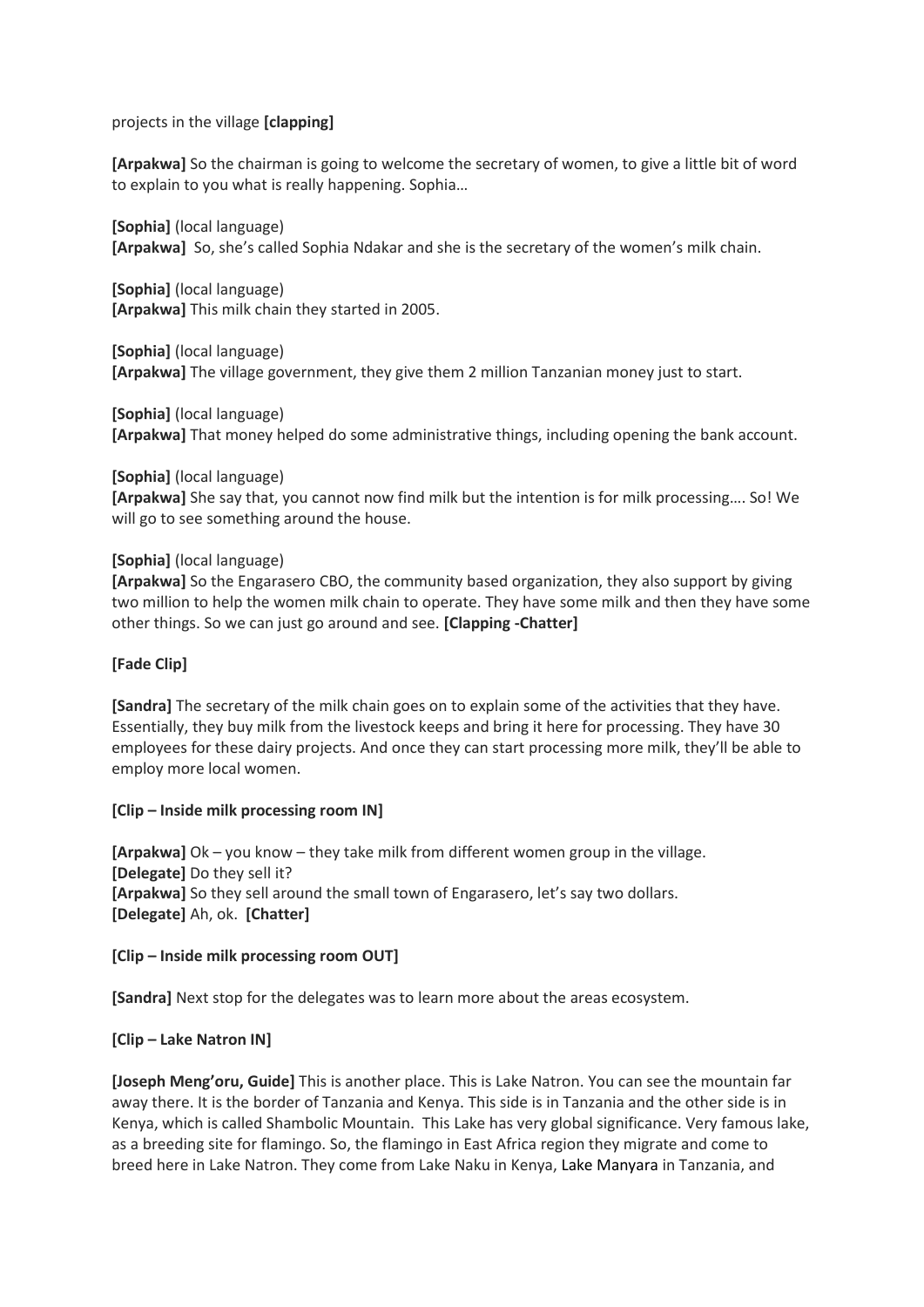projects in the village **[clapping]**

**[Arpakwa]** So the chairman is going to welcome the secretary of women, to give a little bit of word to explain to you what is really happening. Sophia…

**[Sophia]** (local language)
**[Arpakwa]** So, she's called Sophia Ndakar and she is the secretary of the women's milk chain.

**[Sophia]** (local language)
**[Arpakwa]** This milk chain they started in 2005.

**[Sophia]** (local language)
**[Arpakwa]** The village government, they give them 2 million Tanzanian money just to start.

**[Sophia]** (local language)
**[Arpakwa]** That money helped do some administrative things, including opening the bank account.

**[Sophia]** (local language)
**[Arpakwa]** She say that, you cannot now find milk but the intention is for milk processing…. So! We will go to see something around the house.

**[Sophia]** (local language)
**[Arpakwa]** So the Engarasero CBO, the community based organization, they also support by giving two million to help the women milk chain to operate. They have some milk and then they have some other things. So we can just go around and see. **[Clapping -Chatter]**

**[Fade Clip]**

**[Sandra]** The secretary of the milk chain goes on to explain some of the activities that they have. Essentially, they buy milk from the livestock keeps and bring it here for processing. They have 30 employees for these dairy projects. And once they can start processing more milk, they'll be able to employ more local women.

**[Clip – Inside milk processing room IN]**

**[Arpakwa]** Ok – you know – they take milk from different women group in the village.
**[Delegate]** Do they sell it?
**[Arpakwa]** So they sell around the small town of Engarasero, let's say two dollars.
**[Delegate]** Ah, ok. **[Chatter]**

**[Clip – Inside milk processing room OUT]**

**[Sandra]** Next stop for the delegates was to learn more about the areas ecosystem.

**[Clip – Lake Natron IN]**

**[Joseph Meng'oru, Guide]** This is another place. This is Lake Natron. You can see the mountain far away there. It is the border of Tanzania and Kenya. This side is in Tanzania and the other side is in Kenya, which is called Shambolic Mountain. This Lake has very global significance. Very famous lake, as a breeding site for flamingo. So, the flamingo in East Africa region they migrate and come to breed here in Lake Natron. They come from Lake Naku in Kenya, Lake Manyara in Tanzania, and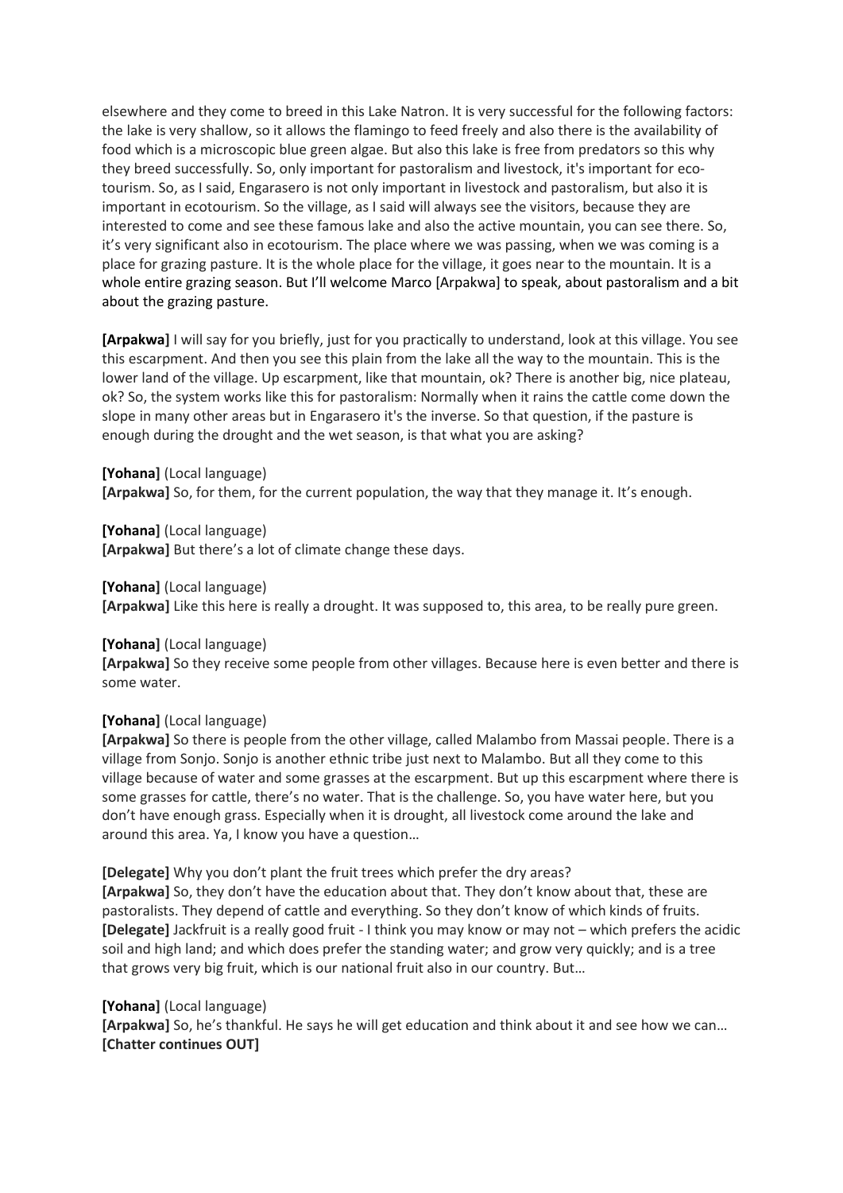elsewhere and they come to breed in this Lake Natron. It is very successful for the following factors: the lake is very shallow, so it allows the flamingo to feed freely and also there is the availability of food which is a microscopic blue green algae. But also this lake is free from predators so this why they breed successfully. So, only important for pastoralism and livestock, it's important for eco-tourism. So, as I said, Engarasero is not only important in livestock and pastoralism, but also it is important in ecotourism. So the village, as I said will always see the visitors, because they are interested to come and see these famous lake and also the active mountain, you can see there. So, it's very significant also in ecotourism. The place where we was passing, when we was coming is a place for grazing pasture. It is the whole place for the village, it goes near to the mountain. It is a whole entire grazing season. But I'll welcome Marco [Arpakwa] to speak, about pastoralism and a bit about the grazing pasture.

**[Arpakwa]** I will say for you briefly, just for you practically to understand, look at this village. You see this escarpment. And then you see this plain from the lake all the way to the mountain. This is the lower land of the village. Up escarpment, like that mountain, ok? There is another big, nice plateau, ok? So, the system works like this for pastoralism: Normally when it rains the cattle come down the slope in many other areas but in Engarasero it's the inverse. So that question, if the pasture is enough during the drought and the wet season, is that what you are asking?

**[Yohana]** (Local language)
**[Arpakwa]** So, for them, for the current population, the way that they manage it. It's enough.

**[Yohana]** (Local language)
**[Arpakwa]** But there's a lot of climate change these days.

**[Yohana]** (Local language)
**[Arpakwa]** Like this here is really a drought. It was supposed to, this area, to be really pure green.

**[Yohana]** (Local language)
**[Arpakwa]** So they receive some people from other villages. Because here is even better and there is some water.

**[Yohana]** (Local language)
**[Arpakwa]** So there is people from the other village, called Malambo from Massai people. There is a village from Sonjo. Sonjo is another ethnic tribe just next to Malambo. But all they come to this village because of water and some grasses at the escarpment. But up this escarpment where there is some grasses for cattle, there's no water. That is the challenge. So, you have water here, but you don't have enough grass. Especially when it is drought, all livestock come around the lake and around this area. Ya, I know you have a question…

**[Delegate]** Why you don't plant the fruit trees which prefer the dry areas?
**[Arpakwa]** So, they don't have the education about that. They don't know about that, these are pastoralists. They depend of cattle and everything. So they don't know of which kinds of fruits.
**[Delegate]** Jackfruit is a really good fruit - I think you may know or may not – which prefers the acidic soil and high land; and which does prefer the standing water; and grow very quickly; and is a tree that grows very big fruit, which is our national fruit also in our country. But…

**[Yohana]** (Local language)
**[Arpakwa]** So, he's thankful. He says he will get education and think about it and see how we can…
**[Chatter continues OUT]**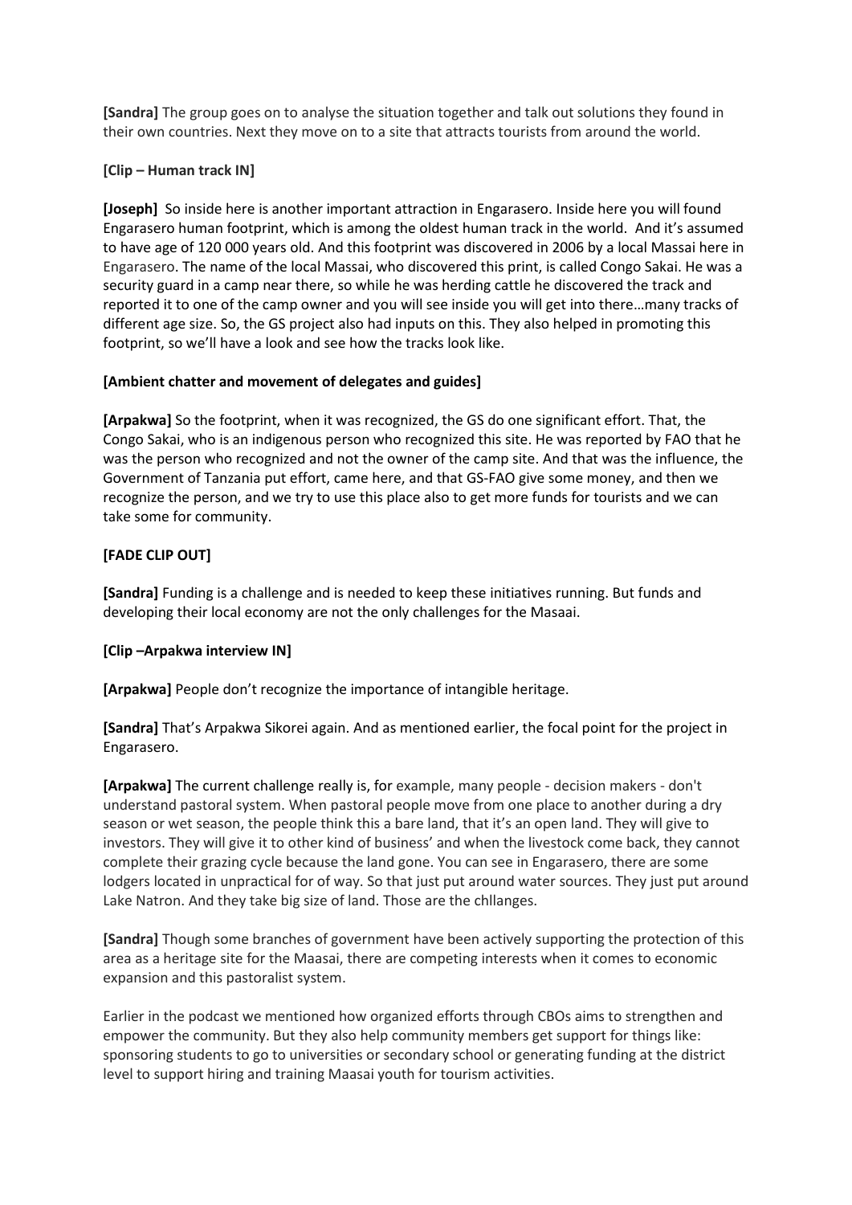**[Sandra]** The group goes on to analyse the situation together and talk out solutions they found in their own countries. Next they move on to a site that attracts tourists from around the world.

**[Clip – Human track IN]**

**[Joseph]** So inside here is another important attraction in Engarasero. Inside here you will found Engarasero human footprint, which is among the oldest human track in the world. And it's assumed to have age of 120 000 years old. And this footprint was discovered in 2006 by a local Massai here in Engarasero. The name of the local Massai, who discovered this print, is called Congo Sakai. He was a security guard in a camp near there, so while he was herding cattle he discovered the track and reported it to one of the camp owner and you will see inside you will get into there…many tracks of different age size. So, the GS project also had inputs on this. They also helped in promoting this footprint, so we'll have a look and see how the tracks look like.

**[Ambient chatter and movement of delegates and guides]**

**[Arpakwa]** So the footprint, when it was recognized, the GS do one significant effort. That, the Congo Sakai, who is an indigenous person who recognized this site. He was reported by FAO that he was the person who recognized and not the owner of the camp site. And that was the influence, the Government of Tanzania put effort, came here, and that GS-FAO give some money, and then we recognize the person, and we try to use this place also to get more funds for tourists and we can take some for community.

**[FADE CLIP OUT]**

**[Sandra]** Funding is a challenge and is needed to keep these initiatives running. But funds and developing their local economy are not the only challenges for the Masaai.

**[Clip –Arpakwa interview IN]**

**[Arpakwa]** People don't recognize the importance of intangible heritage.

**[Sandra]** That's Arpakwa Sikorei again. And as mentioned earlier, the focal point for the project in Engarasero.

**[Arpakwa]** The current challenge really is, for example, many people - decision makers - don't understand pastoral system. When pastoral people move from one place to another during a dry season or wet season, the people think this a bare land, that it's an open land. They will give to investors. They will give it to other kind of business' and when the livestock come back, they cannot complete their grazing cycle because the land gone. You can see in Engarasero, there are some lodgers located in unpractical for of way. So that just put around water sources. They just put around Lake Natron. And they take big size of land. Those are the chllanges.

**[Sandra]** Though some branches of government have been actively supporting the protection of this area as a heritage site for the Maasai, there are competing interests when it comes to economic expansion and this pastoralist system.

Earlier in the podcast we mentioned how organized efforts through CBOs aims to strengthen and empower the community. But they also help community members get support for things like: sponsoring students to go to universities or secondary school or generating funding at the district level to support hiring and training Maasai youth for tourism activities.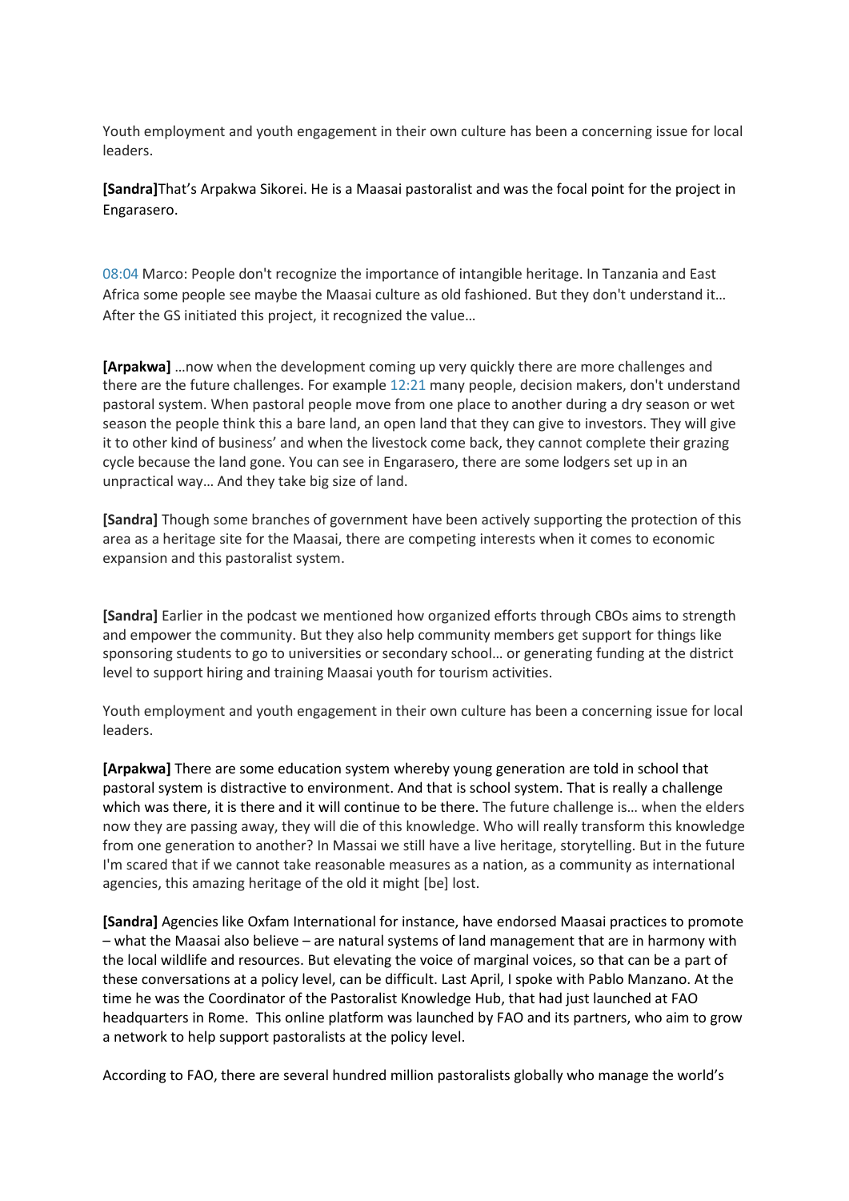Youth employment and youth engagement in their own culture has been a concerning issue for local leaders.

**[Sandra]**That's Arpakwa Sikorei. He is a Maasai pastoralist and was the focal point for the project in Engarasero.

08:04 Marco: People don't recognize the importance of intangible heritage. In Tanzania and East Africa some people see maybe the Maasai culture as old fashioned. But they don't understand it… After the GS initiated this project, it recognized the value…

**[Arpakwa]** …now when the development coming up very quickly there are more challenges and there are the future challenges. For example 12:21 many people, decision makers, don't understand pastoral system. When pastoral people move from one place to another during a dry season or wet season the people think this a bare land, an open land that they can give to investors. They will give it to other kind of business' and when the livestock come back, they cannot complete their grazing cycle because the land gone. You can see in Engarasero, there are some lodgers set up in an unpractical way… And they take big size of land.

**[Sandra]** Though some branches of government have been actively supporting the protection of this area as a heritage site for the Maasai, there are competing interests when it comes to economic expansion and this pastoralist system.

**[Sandra]** Earlier in the podcast we mentioned how organized efforts through CBOs aims to strength and empower the community. But they also help community members get support for things like sponsoring students to go to universities or secondary school… or generating funding at the district level to support hiring and training Maasai youth for tourism activities.

Youth employment and youth engagement in their own culture has been a concerning issue for local leaders.

**[Arpakwa]** There are some education system whereby young generation are told in school that pastoral system is distractive to environment. And that is school system. That is really a challenge which was there, it is there and it will continue to be there. The future challenge is… when the elders now they are passing away, they will die of this knowledge. Who will really transform this knowledge from one generation to another? In Massai we still have a live heritage, storytelling. But in the future I'm scared that if we cannot take reasonable measures as a nation, as a community as international agencies, this amazing heritage of the old it might [be] lost.

**[Sandra]** Agencies like Oxfam International for instance, have endorsed Maasai practices to promote – what the Maasai also believe – are natural systems of land management that are in harmony with the local wildlife and resources. But elevating the voice of marginal voices, so that can be a part of these conversations at a policy level, can be difficult. Last April, I spoke with Pablo Manzano. At the time he was the Coordinator of the Pastoralist Knowledge Hub, that had just launched at FAO headquarters in Rome. This online platform was launched by FAO and its partners, who aim to grow a network to help support pastoralists at the policy level.

According to FAO, there are several hundred million pastoralists globally who manage the world's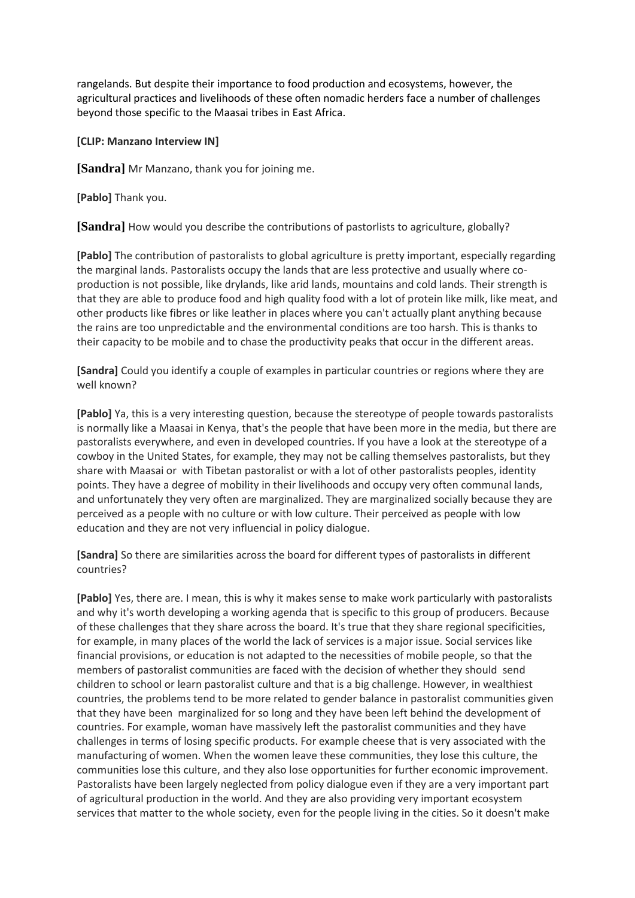rangelands. But despite their importance to food production and ecosystems, however, the agricultural practices and livelihoods of these often nomadic herders face a number of challenges beyond those specific to the Maasai tribes in East Africa.

**[CLIP: Manzano Interview IN]**

**[Sandra]** Mr Manzano, thank you for joining me.

**[Pablo]** Thank you.

**[Sandra]** How would you describe the contributions of pastorlists to agriculture, globally?

**[Pablo]** The contribution of pastoralists to global agriculture is pretty important, especially regarding the marginal lands. Pastoralists occupy the lands that are less protective and usually where co-production is not possible, like drylands, like arid lands, mountains and cold lands. Their strength is that they are able to produce food and high quality food with a lot of protein like milk, like meat, and other products like fibres or like leather in places where you can't actually plant anything because the rains are too unpredictable and the environmental conditions are too harsh. This is thanks to their capacity to be mobile and to chase the productivity peaks that occur in the different areas.

**[Sandra]** Could you identify a couple of examples in particular countries or regions where they are well known?

**[Pablo]** Ya, this is a very interesting question, because the stereotype of people towards pastoralists is normally like a Maasai in Kenya, that's the people that have been more in the media, but there are pastoralists everywhere, and even in developed countries. If you have a look at the stereotype of a cowboy in the United States, for example, they may not be calling themselves pastoralists, but they share with Maasai or with Tibetan pastoralist or with a lot of other pastoralists peoples, identity points. They have a degree of mobility in their livelihoods and occupy very often communal lands, and unfortunately they very often are marginalized. They are marginalized socially because they are perceived as a people with no culture or with low culture. Their perceived as people with low education and they are not very influencial in policy dialogue.

**[Sandra]** So there are similarities across the board for different types of pastoralists in different countries?

**[Pablo]** Yes, there are. I mean, this is why it makes sense to make work particularly with pastoralists and why it's worth developing a working agenda that is specific to this group of producers. Because of these challenges that they share across the board. It's true that they share regional specificities, for example, in many places of the world the lack of services is a major issue. Social services like financial provisions, or education is not adapted to the necessities of mobile people, so that the members of pastoralist communities are faced with the decision of whether they should send children to school or learn pastoralist culture and that is a big challenge. However, in wealthiest countries, the problems tend to be more related to gender balance in pastoralist communities given that they have been marginalized for so long and they have been left behind the development of countries. For example, woman have massively left the pastoralist communities and they have challenges in terms of losing specific products. For example cheese that is very associated with the manufacturing of women. When the women leave these communities, they lose this culture, the communities lose this culture, and they also lose opportunities for further economic improvement. Pastoralists have been largely neglected from policy dialogue even if they are a very important part of agricultural production in the world. And they are also providing very important ecosystem services that matter to the whole society, even for the people living in the cities. So it doesn't make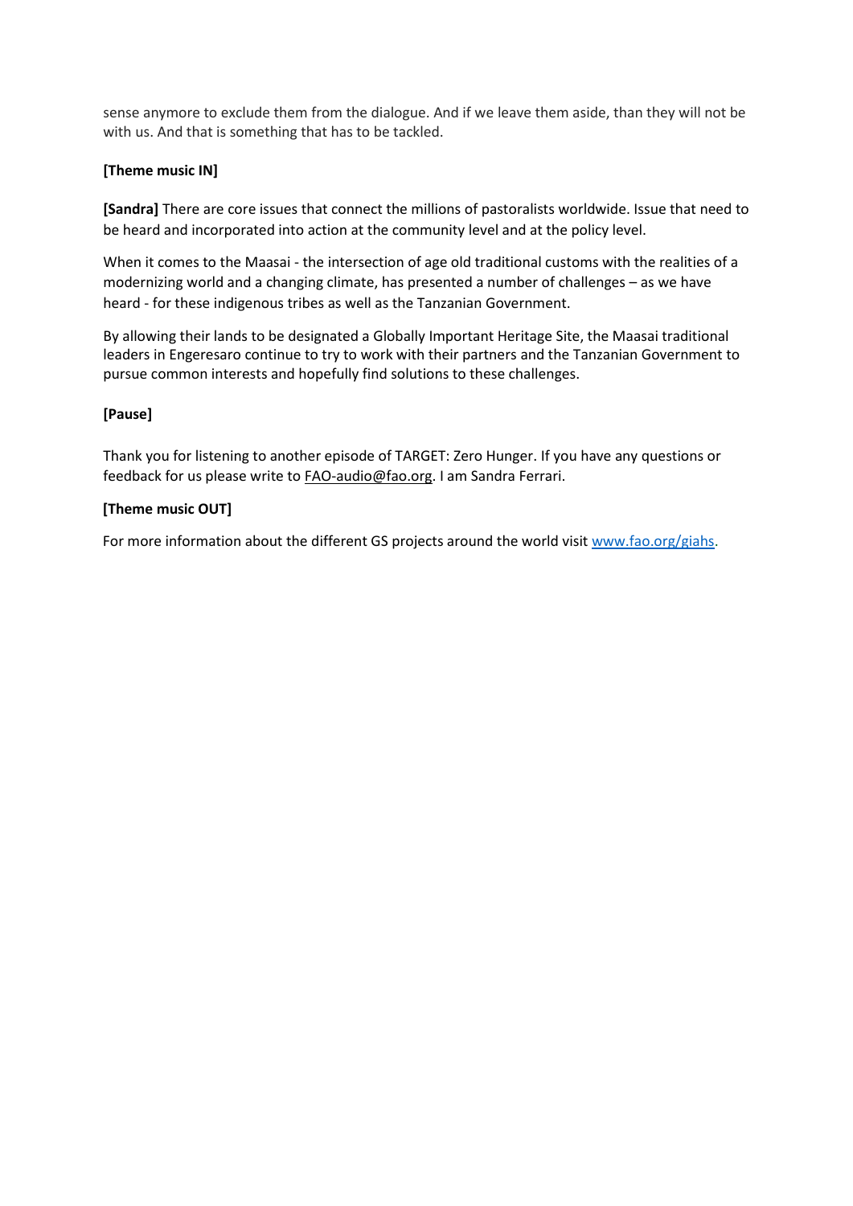sense anymore to exclude them from the dialogue. And if we leave them aside, than they will not be with us. And that is something that has to be tackled.

**[Theme music IN]**

**[Sandra]** There are core issues that connect the millions of pastoralists worldwide. Issue that need to be heard and incorporated into action at the community level and at the policy level.

When it comes to the Maasai - the intersection of age old traditional customs with the realities of a modernizing world and a changing climate, has presented a number of challenges – as we have heard - for these indigenous tribes as well as the Tanzanian Government.

By allowing their lands to be designated a Globally Important Heritage Site, the Maasai traditional leaders in Engeresaro continue to try to work with their partners and the Tanzanian Government to pursue common interests and hopefully find solutions to these challenges.

**[Pause]**

Thank you for listening to another episode of TARGET: Zero Hunger. If you have any questions or feedback for us please write to FAO-audio@fao.org. I am Sandra Ferrari.

**[Theme music OUT]**

For more information about the different GS projects around the world visit www.fao.org/giahs.